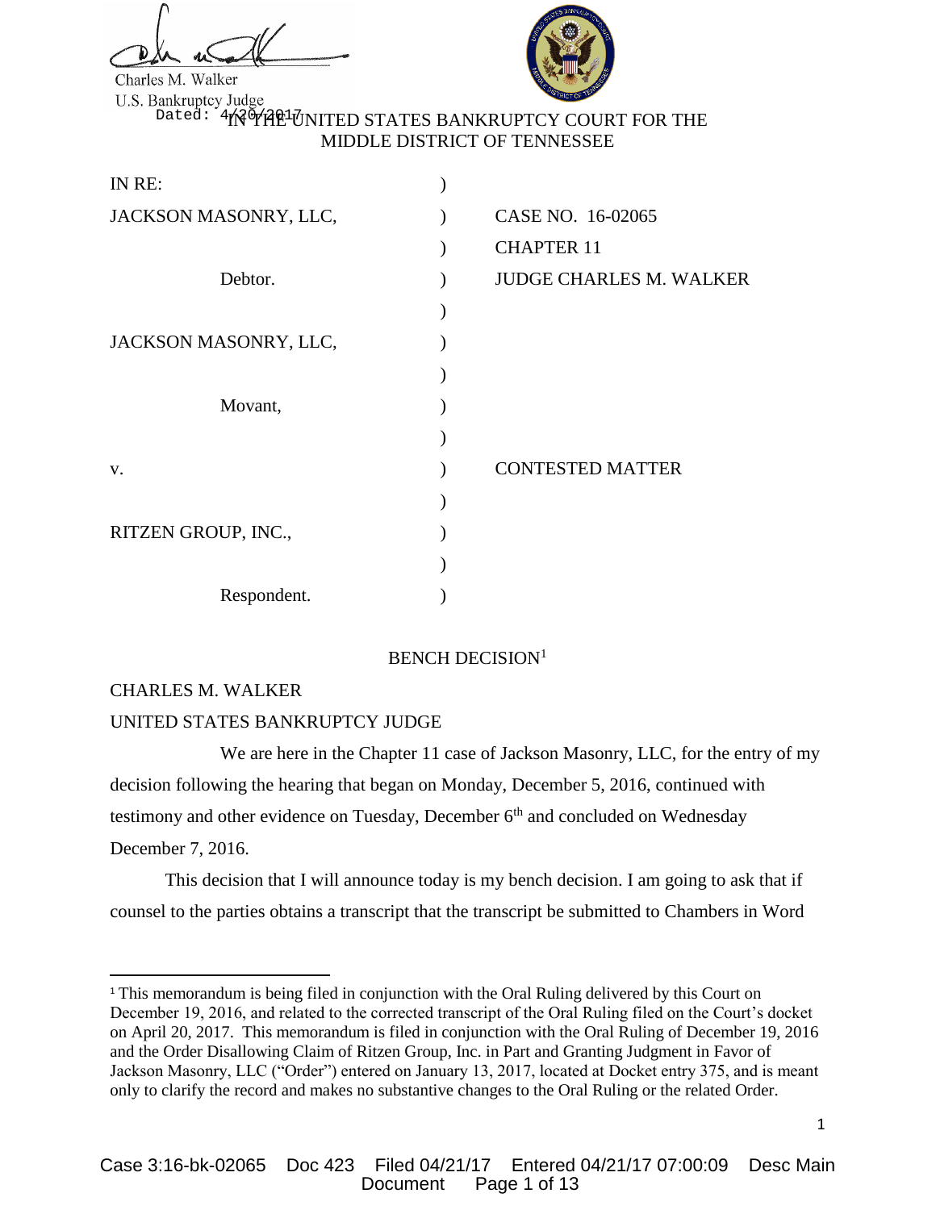Charles M. Walker
U.S. Bankruptcy Judge
Dated: 4/20/2017

IN THE UNITED STATES BANKRUPTCY COURT FOR THE MIDDLE DISTRICT OF TENNESSEE

| | | |
|---|---|---|
| IN RE: | ) | |
| JACKSON MASONRY, LLC, | ) | CASE NO. 16-02065 |
| | ) | CHAPTER 11 |
| Debtor. | ) | JUDGE CHARLES M. WALKER |
| | ) | |
| JACKSON MASONRY, LLC, | ) | |
| | ) | |
| Movant, | ) | |
| | ) | |
| v. | ) | CONTESTED MATTER |
| | ) | |
| RITZEN GROUP, INC., | ) | |
| | ) | |
| Respondent. | ) | |

BENCH DECISION[1]

CHARLES M. WALKER

UNITED STATES BANKRUPTCY JUDGE

We are here in the Chapter 11 case of Jackson Masonry, LLC, for the entry of my decision following the hearing that began on Monday, December 5, 2016, continued with testimony and other evidence on Tuesday, December 6th and concluded on Wednesday December 7, 2016.

This decision that I will announce today is my bench decision. I am going to ask that if counsel to the parties obtains a transcript that the transcript be submitted to Chambers in Word

[1] This memorandum is being filed in conjunction with the Oral Ruling delivered by this Court on December 19, 2016, and related to the corrected transcript of the Oral Ruling filed on the Court's docket on April 20, 2017. This memorandum is filed in conjunction with the Oral Ruling of December 19, 2016 and the Order Disallowing Claim of Ritzen Group, Inc. in Part and Granting Judgment in Favor of Jackson Masonry, LLC ("Order") entered on January 13, 2017, located at Docket entry 375, and is meant only to clarify the record and makes no substantive changes to the Oral Ruling or the related Order.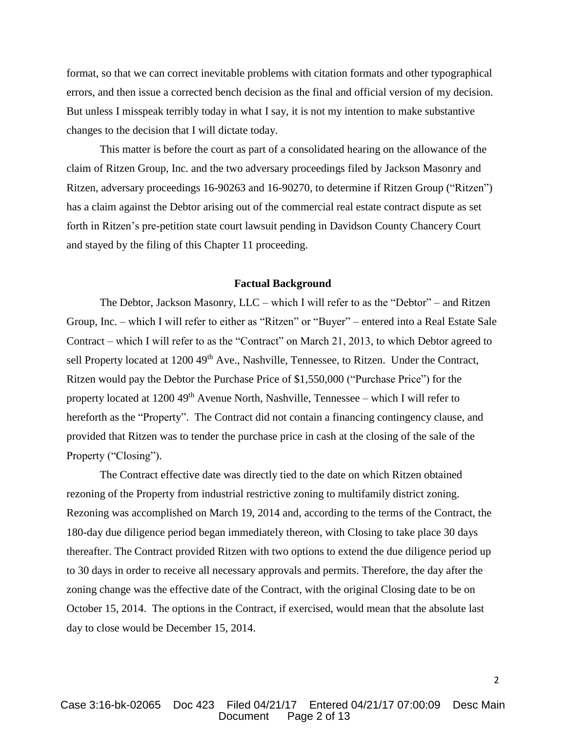format, so that we can correct inevitable problems with citation formats and other typographical errors, and then issue a corrected bench decision as the final and official version of my decision. But unless I misspeak terribly today in what I say, it is not my intention to make substantive changes to the decision that I will dictate today.

This matter is before the court as part of a consolidated hearing on the allowance of the claim of Ritzen Group, Inc. and the two adversary proceedings filed by Jackson Masonry and Ritzen, adversary proceedings 16-90263 and 16-90270, to determine if Ritzen Group ("Ritzen") has a claim against the Debtor arising out of the commercial real estate contract dispute as set forth in Ritzen's pre-petition state court lawsuit pending in Davidson County Chancery Court and stayed by the filing of this Chapter 11 proceeding.

## Factual Background

The Debtor, Jackson Masonry, LLC – which I will refer to as the "Debtor" – and Ritzen Group, Inc. – which I will refer to either as "Ritzen" or "Buyer" – entered into a Real Estate Sale Contract – which I will refer to as the "Contract" on March 21, 2013, to which Debtor agreed to sell Property located at 1200 49th Ave., Nashville, Tennessee, to Ritzen. Under the Contract, Ritzen would pay the Debtor the Purchase Price of $1,550,000 ("Purchase Price") for the property located at 1200 49th Avenue North, Nashville, Tennessee – which I will refer to hereforth as the "Property". The Contract did not contain a financing contingency clause, and provided that Ritzen was to tender the purchase price in cash at the closing of the sale of the Property ("Closing").

The Contract effective date was directly tied to the date on which Ritzen obtained rezoning of the Property from industrial restrictive zoning to multifamily district zoning. Rezoning was accomplished on March 19, 2014 and, according to the terms of the Contract, the 180-day due diligence period began immediately thereon, with Closing to take place 30 days thereafter. The Contract provided Ritzen with two options to extend the due diligence period up to 30 days in order to receive all necessary approvals and permits. Therefore, the day after the zoning change was the effective date of the Contract, with the original Closing date to be on October 15, 2014. The options in the Contract, if exercised, would mean that the absolute last day to close would be December 15, 2014.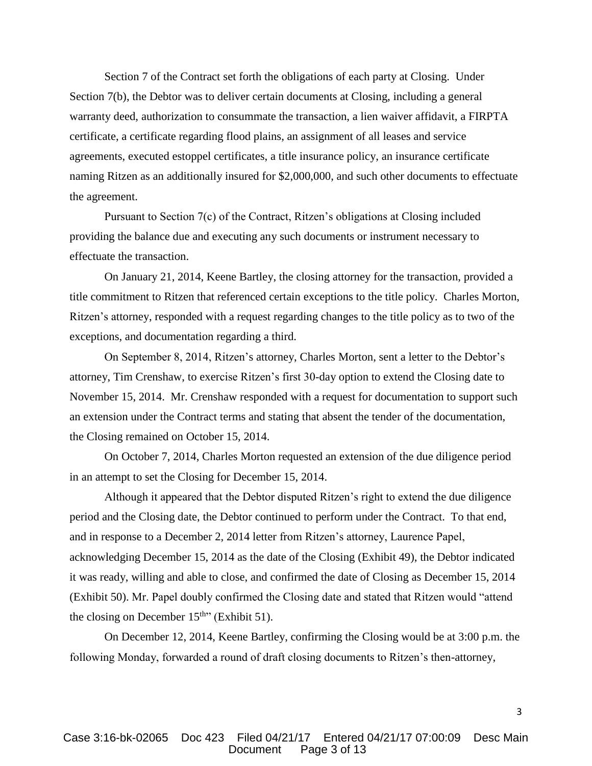Section 7 of the Contract set forth the obligations of each party at Closing. Under Section 7(b), the Debtor was to deliver certain documents at Closing, including a general warranty deed, authorization to consummate the transaction, a lien waiver affidavit, a FIRPTA certificate, a certificate regarding flood plains, an assignment of all leases and service agreements, executed estoppel certificates, a title insurance policy, an insurance certificate naming Ritzen as an additionally insured for $2,000,000, and such other documents to effectuate the agreement.

Pursuant to Section 7(c) of the Contract, Ritzen's obligations at Closing included providing the balance due and executing any such documents or instrument necessary to effectuate the transaction.

On January 21, 2014, Keene Bartley, the closing attorney for the transaction, provided a title commitment to Ritzen that referenced certain exceptions to the title policy. Charles Morton, Ritzen's attorney, responded with a request regarding changes to the title policy as to two of the exceptions, and documentation regarding a third.

On September 8, 2014, Ritzen's attorney, Charles Morton, sent a letter to the Debtor's attorney, Tim Crenshaw, to exercise Ritzen's first 30-day option to extend the Closing date to November 15, 2014. Mr. Crenshaw responded with a request for documentation to support such an extension under the Contract terms and stating that absent the tender of the documentation, the Closing remained on October 15, 2014.

On October 7, 2014, Charles Morton requested an extension of the due diligence period in an attempt to set the Closing for December 15, 2014.

Although it appeared that the Debtor disputed Ritzen's right to extend the due diligence period and the Closing date, the Debtor continued to perform under the Contract. To that end, and in response to a December 2, 2014 letter from Ritzen's attorney, Laurence Papel, acknowledging December 15, 2014 as the date of the Closing (Exhibit 49), the Debtor indicated it was ready, willing and able to close, and confirmed the date of Closing as December 15, 2014 (Exhibit 50). Mr. Papel doubly confirmed the Closing date and stated that Ritzen would "attend the closing on December 15th" (Exhibit 51).

On December 12, 2014, Keene Bartley, confirming the Closing would be at 3:00 p.m. the following Monday, forwarded a round of draft closing documents to Ritzen's then-attorney,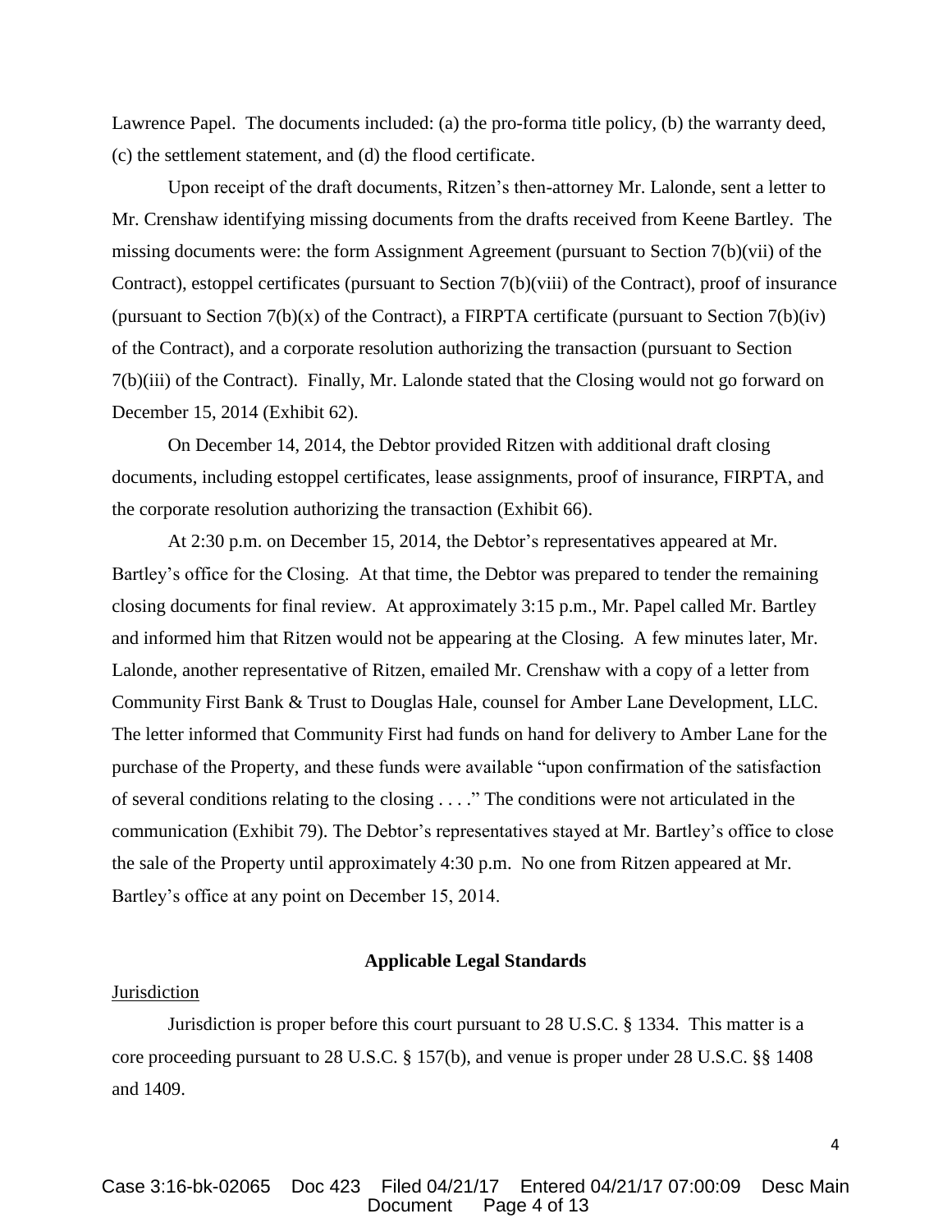Lawrence Papel. The documents included: (a) the pro-forma title policy, (b) the warranty deed, (c) the settlement statement, and (d) the flood certificate.

Upon receipt of the draft documents, Ritzen's then-attorney Mr. Lalonde, sent a letter to Mr. Crenshaw identifying missing documents from the drafts received from Keene Bartley. The missing documents were: the form Assignment Agreement (pursuant to Section 7(b)(vii) of the Contract), estoppel certificates (pursuant to Section 7(b)(viii) of the Contract), proof of insurance (pursuant to Section 7(b)(x) of the Contract), a FIRPTA certificate (pursuant to Section 7(b)(iv) of the Contract), and a corporate resolution authorizing the transaction (pursuant to Section 7(b)(iii) of the Contract). Finally, Mr. Lalonde stated that the Closing would not go forward on December 15, 2014 (Exhibit 62).

On December 14, 2014, the Debtor provided Ritzen with additional draft closing documents, including estoppel certificates, lease assignments, proof of insurance, FIRPTA, and the corporate resolution authorizing the transaction (Exhibit 66).

At 2:30 p.m. on December 15, 2014, the Debtor's representatives appeared at Mr. Bartley's office for the Closing. At that time, the Debtor was prepared to tender the remaining closing documents for final review. At approximately 3:15 p.m., Mr. Papel called Mr. Bartley and informed him that Ritzen would not be appearing at the Closing. A few minutes later, Mr. Lalonde, another representative of Ritzen, emailed Mr. Crenshaw with a copy of a letter from Community First Bank & Trust to Douglas Hale, counsel for Amber Lane Development, LLC. The letter informed that Community First had funds on hand for delivery to Amber Lane for the purchase of the Property, and these funds were available "upon confirmation of the satisfaction of several conditions relating to the closing . . . ." The conditions were not articulated in the communication (Exhibit 79). The Debtor's representatives stayed at Mr. Bartley's office to close the sale of the Property until approximately 4:30 p.m. No one from Ritzen appeared at Mr. Bartley's office at any point on December 15, 2014.

## Applicable Legal Standards

Jurisdiction

Jurisdiction is proper before this court pursuant to 28 U.S.C. § 1334. This matter is a core proceeding pursuant to 28 U.S.C. § 157(b), and venue is proper under 28 U.S.C. §§ 1408 and 1409.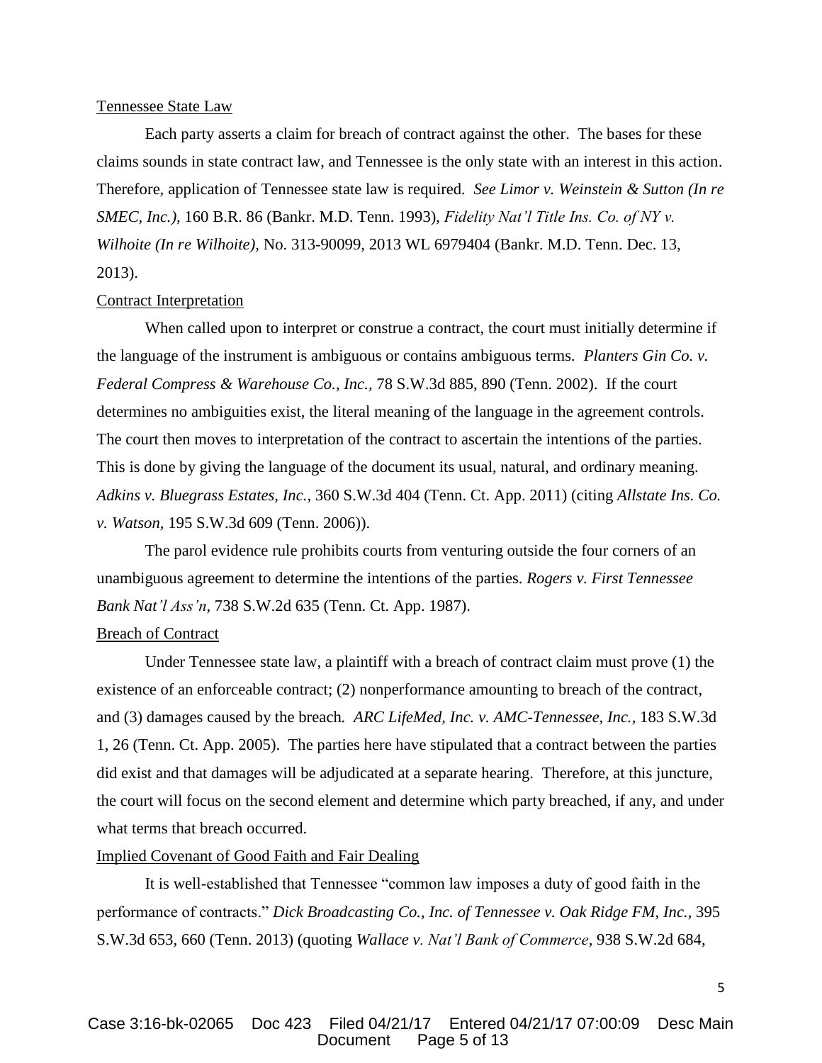Tennessee State Law

Each party asserts a claim for breach of contract against the other. The bases for these claims sounds in state contract law, and Tennessee is the only state with an interest in this action. Therefore, application of Tennessee state law is required. *See Limor v. Weinstein & Sutton (In re SMEC, Inc.)*, 160 B.R. 86 (Bankr. M.D. Tenn. 1993), *Fidelity Nat'l Title Ins. Co. of NY v. Wilhoite (In re Wilhoite)*, No. 313-90099, 2013 WL 6979404 (Bankr. M.D. Tenn. Dec. 13, 2013).

Contract Interpretation

When called upon to interpret or construe a contract, the court must initially determine if the language of the instrument is ambiguous or contains ambiguous terms. *Planters Gin Co. v. Federal Compress & Warehouse Co., Inc.*, 78 S.W.3d 885, 890 (Tenn. 2002). If the court determines no ambiguities exist, the literal meaning of the language in the agreement controls. The court then moves to interpretation of the contract to ascertain the intentions of the parties. This is done by giving the language of the document its usual, natural, and ordinary meaning. *Adkins v. Bluegrass Estates, Inc.*, 360 S.W.3d 404 (Tenn. Ct. App. 2011) (citing *Allstate Ins. Co. v. Watson*, 195 S.W.3d 609 (Tenn. 2006)).

The parol evidence rule prohibits courts from venturing outside the four corners of an unambiguous agreement to determine the intentions of the parties. *Rogers v. First Tennessee Bank Nat'l Ass'n*, 738 S.W.2d 635 (Tenn. Ct. App. 1987).

Breach of Contract

Under Tennessee state law, a plaintiff with a breach of contract claim must prove (1) the existence of an enforceable contract; (2) nonperformance amounting to breach of the contract, and (3) damages caused by the breach. *ARC LifeMed, Inc. v. AMC-Tennessee, Inc.*, 183 S.W.3d 1, 26 (Tenn. Ct. App. 2005). The parties here have stipulated that a contract between the parties did exist and that damages will be adjudicated at a separate hearing. Therefore, at this juncture, the court will focus on the second element and determine which party breached, if any, and under what terms that breach occurred.

Implied Covenant of Good Faith and Fair Dealing

It is well-established that Tennessee "common law imposes a duty of good faith in the performance of contracts." *Dick Broadcasting Co., Inc. of Tennessee v. Oak Ridge FM, Inc.*, 395 S.W.3d 653, 660 (Tenn. 2013) (quoting *Wallace v. Nat'l Bank of Commerce*, 938 S.W.2d 684,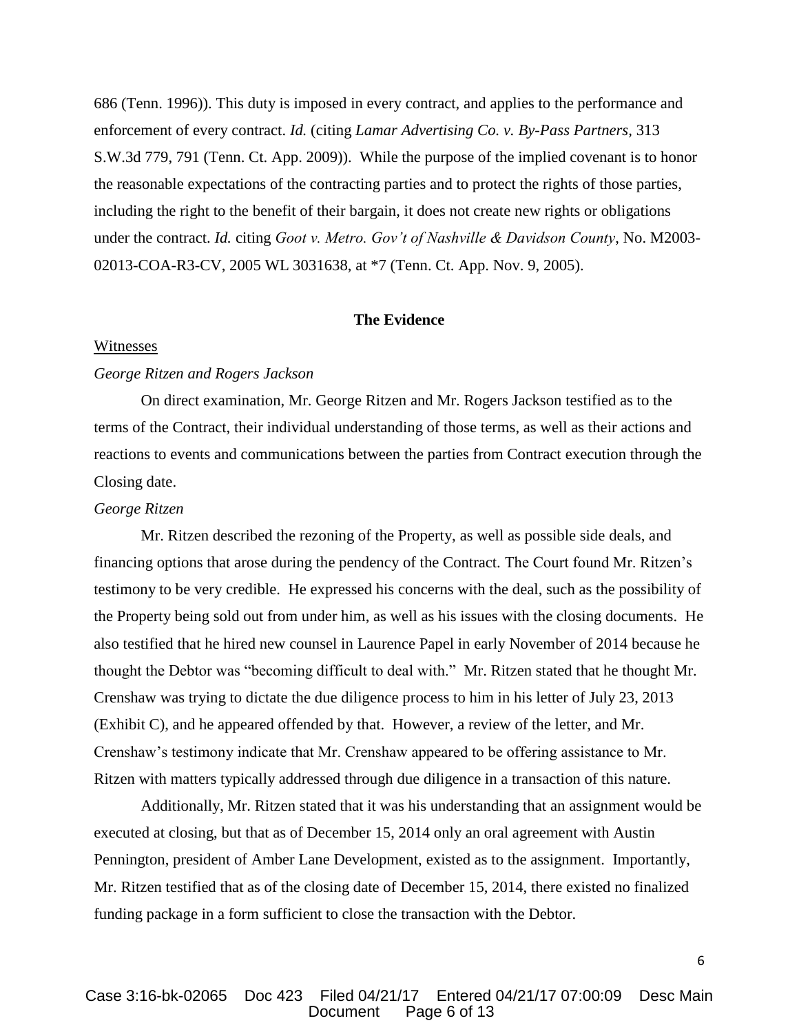686 (Tenn. 1996)). This duty is imposed in every contract, and applies to the performance and enforcement of every contract. *Id.* (citing *Lamar Advertising Co. v. By-Pass Partners*, 313 S.W.3d 779, 791 (Tenn. Ct. App. 2009)). While the purpose of the implied covenant is to honor the reasonable expectations of the contracting parties and to protect the rights of those parties, including the right to the benefit of their bargain, it does not create new rights or obligations under the contract. *Id.* citing *Goot v. Metro. Gov't of Nashville & Davidson County*, No. M2003-02013-COA-R3-CV, 2005 WL 3031638, at *7 (Tenn. Ct. App. Nov. 9, 2005).

**The Evidence**

Witnesses

*George Ritzen and Rogers Jackson*

On direct examination, Mr. George Ritzen and Mr. Rogers Jackson testified as to the terms of the Contract, their individual understanding of those terms, as well as their actions and reactions to events and communications between the parties from Contract execution through the Closing date.

*George Ritzen*

Mr. Ritzen described the rezoning of the Property, as well as possible side deals, and financing options that arose during the pendency of the Contract. The Court found Mr. Ritzen's testimony to be very credible. He expressed his concerns with the deal, such as the possibility of the Property being sold out from under him, as well as his issues with the closing documents. He also testified that he hired new counsel in Laurence Papel in early November of 2014 because he thought the Debtor was "becoming difficult to deal with." Mr. Ritzen stated that he thought Mr. Crenshaw was trying to dictate the due diligence process to him in his letter of July 23, 2013 (Exhibit C), and he appeared offended by that. However, a review of the letter, and Mr. Crenshaw's testimony indicate that Mr. Crenshaw appeared to be offering assistance to Mr. Ritzen with matters typically addressed through due diligence in a transaction of this nature.

Additionally, Mr. Ritzen stated that it was his understanding that an assignment would be executed at closing, but that as of December 15, 2014 only an oral agreement with Austin Pennington, president of Amber Lane Development, existed as to the assignment. Importantly, Mr. Ritzen testified that as of the closing date of December 15, 2014, there existed no finalized funding package in a form sufficient to close the transaction with the Debtor.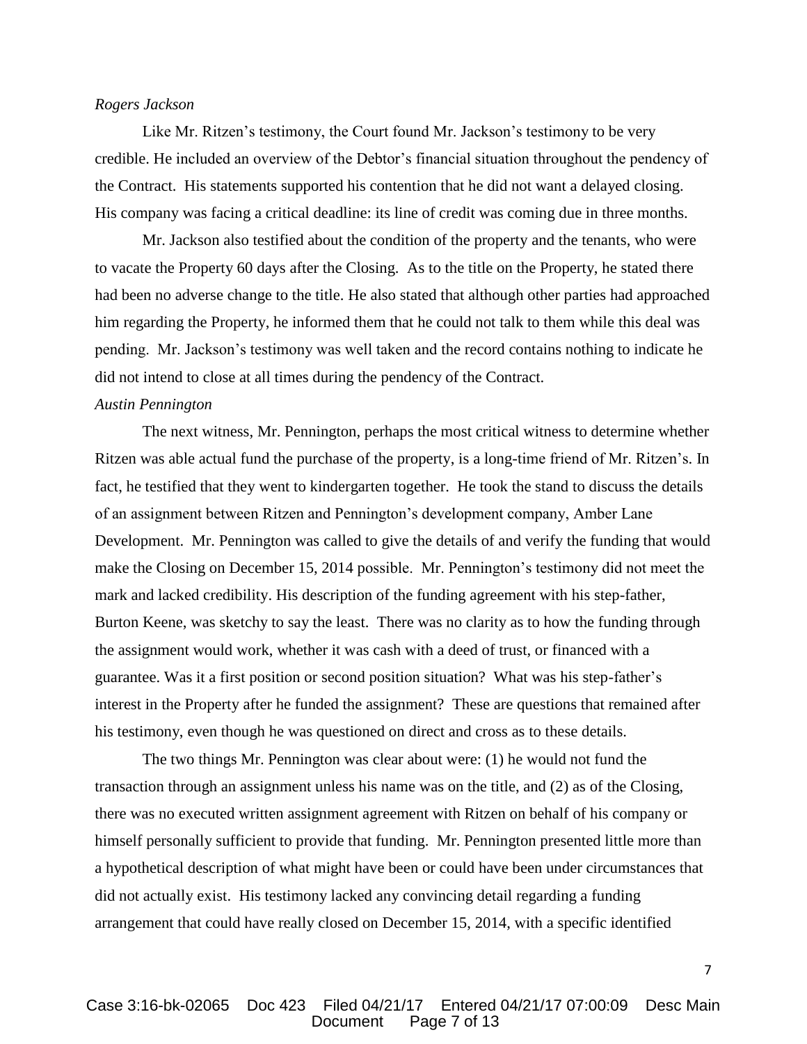*Rogers Jackson*

Like Mr. Ritzen's testimony, the Court found Mr. Jackson's testimony to be very credible. He included an overview of the Debtor's financial situation throughout the pendency of the Contract. His statements supported his contention that he did not want a delayed closing. His company was facing a critical deadline: its line of credit was coming due in three months.

Mr. Jackson also testified about the condition of the property and the tenants, who were to vacate the Property 60 days after the Closing. As to the title on the Property, he stated there had been no adverse change to the title. He also stated that although other parties had approached him regarding the Property, he informed them that he could not talk to them while this deal was pending. Mr. Jackson's testimony was well taken and the record contains nothing to indicate he did not intend to close at all times during the pendency of the Contract.

*Austin Pennington*

The next witness, Mr. Pennington, perhaps the most critical witness to determine whether Ritzen was able actual fund the purchase of the property, is a long-time friend of Mr. Ritzen's. In fact, he testified that they went to kindergarten together. He took the stand to discuss the details of an assignment between Ritzen and Pennington's development company, Amber Lane Development. Mr. Pennington was called to give the details of and verify the funding that would make the Closing on December 15, 2014 possible. Mr. Pennington's testimony did not meet the mark and lacked credibility. His description of the funding agreement with his step-father, Burton Keene, was sketchy to say the least. There was no clarity as to how the funding through the assignment would work, whether it was cash with a deed of trust, or financed with a guarantee. Was it a first position or second position situation? What was his step-father's interest in the Property after he funded the assignment? These are questions that remained after his testimony, even though he was questioned on direct and cross as to these details.

The two things Mr. Pennington was clear about were: (1) he would not fund the transaction through an assignment unless his name was on the title, and (2) as of the Closing, there was no executed written assignment agreement with Ritzen on behalf of his company or himself personally sufficient to provide that funding. Mr. Pennington presented little more than a hypothetical description of what might have been or could have been under circumstances that did not actually exist. His testimony lacked any convincing detail regarding a funding arrangement that could have really closed on December 15, 2014, with a specific identified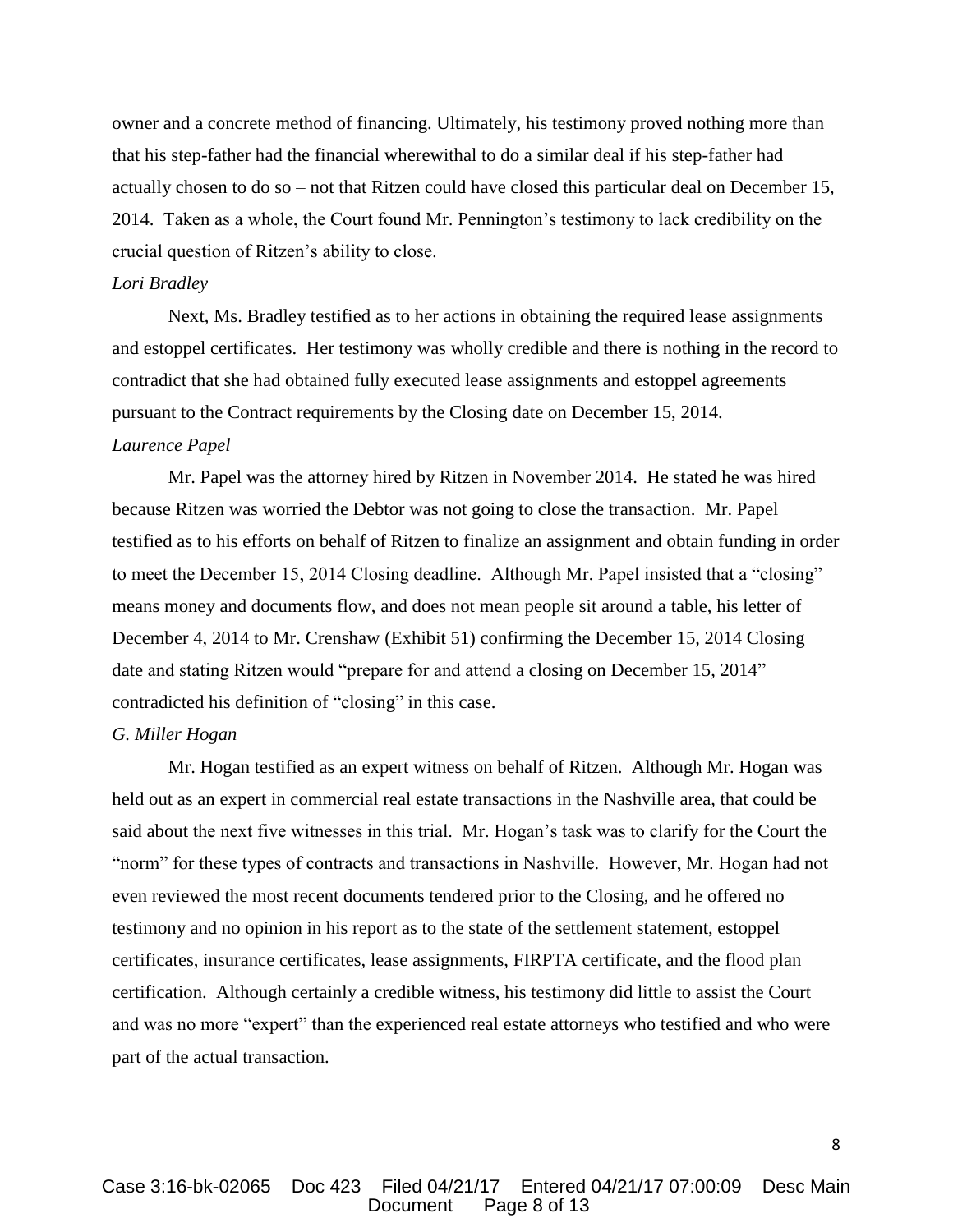owner and a concrete method of financing. Ultimately, his testimony proved nothing more than that his step-father had the financial wherewithal to do a similar deal if his step-father had actually chosen to do so – not that Ritzen could have closed this particular deal on December 15, 2014. Taken as a whole, the Court found Mr. Pennington's testimony to lack credibility on the crucial question of Ritzen's ability to close.

*Lori Bradley*

Next, Ms. Bradley testified as to her actions in obtaining the required lease assignments and estoppel certificates. Her testimony was wholly credible and there is nothing in the record to contradict that she had obtained fully executed lease assignments and estoppel agreements pursuant to the Contract requirements by the Closing date on December 15, 2014.

*Laurence Papel*

Mr. Papel was the attorney hired by Ritzen in November 2014. He stated he was hired because Ritzen was worried the Debtor was not going to close the transaction. Mr. Papel testified as to his efforts on behalf of Ritzen to finalize an assignment and obtain funding in order to meet the December 15, 2014 Closing deadline. Although Mr. Papel insisted that a "closing" means money and documents flow, and does not mean people sit around a table, his letter of December 4, 2014 to Mr. Crenshaw (Exhibit 51) confirming the December 15, 2014 Closing date and stating Ritzen would "prepare for and attend a closing on December 15, 2014" contradicted his definition of "closing" in this case.

*G. Miller Hogan*

Mr. Hogan testified as an expert witness on behalf of Ritzen. Although Mr. Hogan was held out as an expert in commercial real estate transactions in the Nashville area, that could be said about the next five witnesses in this trial. Mr. Hogan's task was to clarify for the Court the "norm" for these types of contracts and transactions in Nashville. However, Mr. Hogan had not even reviewed the most recent documents tendered prior to the Closing, and he offered no testimony and no opinion in his report as to the state of the settlement statement, estoppel certificates, insurance certificates, lease assignments, FIRPTA certificate, and the flood plan certification. Although certainly a credible witness, his testimony did little to assist the Court and was no more "expert" than the experienced real estate attorneys who testified and who were part of the actual transaction.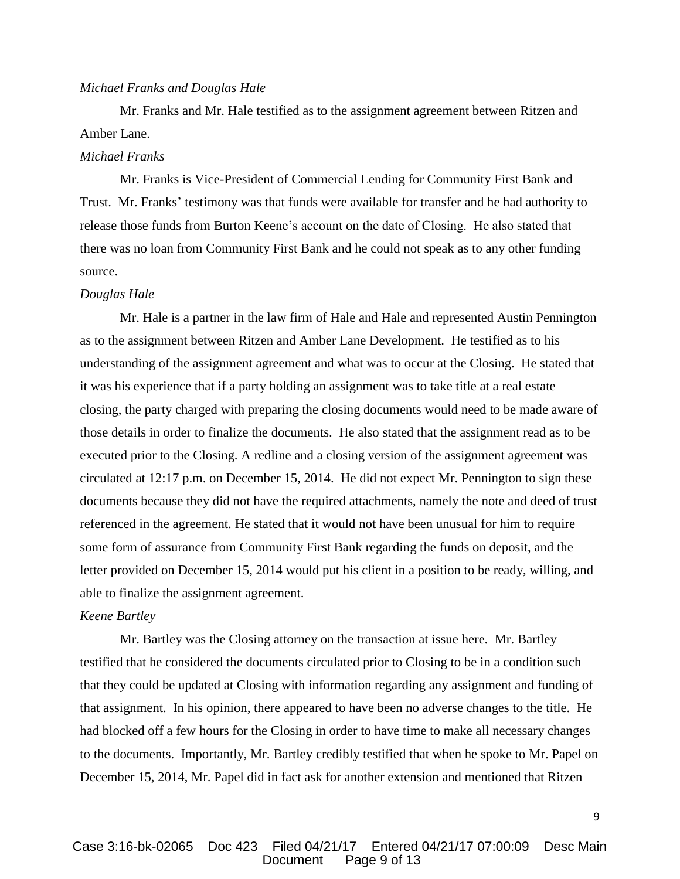*Michael Franks and Douglas Hale*

Mr. Franks and Mr. Hale testified as to the assignment agreement between Ritzen and Amber Lane.

*Michael Franks*

Mr. Franks is Vice-President of Commercial Lending for Community First Bank and Trust. Mr. Franks' testimony was that funds were available for transfer and he had authority to release those funds from Burton Keene's account on the date of Closing. He also stated that there was no loan from Community First Bank and he could not speak as to any other funding source.

*Douglas Hale*

Mr. Hale is a partner in the law firm of Hale and Hale and represented Austin Pennington as to the assignment between Ritzen and Amber Lane Development. He testified as to his understanding of the assignment agreement and what was to occur at the Closing. He stated that it was his experience that if a party holding an assignment was to take title at a real estate closing, the party charged with preparing the closing documents would need to be made aware of those details in order to finalize the documents. He also stated that the assignment read as to be executed prior to the Closing. A redline and a closing version of the assignment agreement was circulated at 12:17 p.m. on December 15, 2014. He did not expect Mr. Pennington to sign these documents because they did not have the required attachments, namely the note and deed of trust referenced in the agreement. He stated that it would not have been unusual for him to require some form of assurance from Community First Bank regarding the funds on deposit, and the letter provided on December 15, 2014 would put his client in a position to be ready, willing, and able to finalize the assignment agreement.

*Keene Bartley*

Mr. Bartley was the Closing attorney on the transaction at issue here. Mr. Bartley testified that he considered the documents circulated prior to Closing to be in a condition such that they could be updated at Closing with information regarding any assignment and funding of that assignment. In his opinion, there appeared to have been no adverse changes to the title. He had blocked off a few hours for the Closing in order to have time to make all necessary changes to the documents. Importantly, Mr. Bartley credibly testified that when he spoke to Mr. Papel on December 15, 2014, Mr. Papel did in fact ask for another extension and mentioned that Ritzen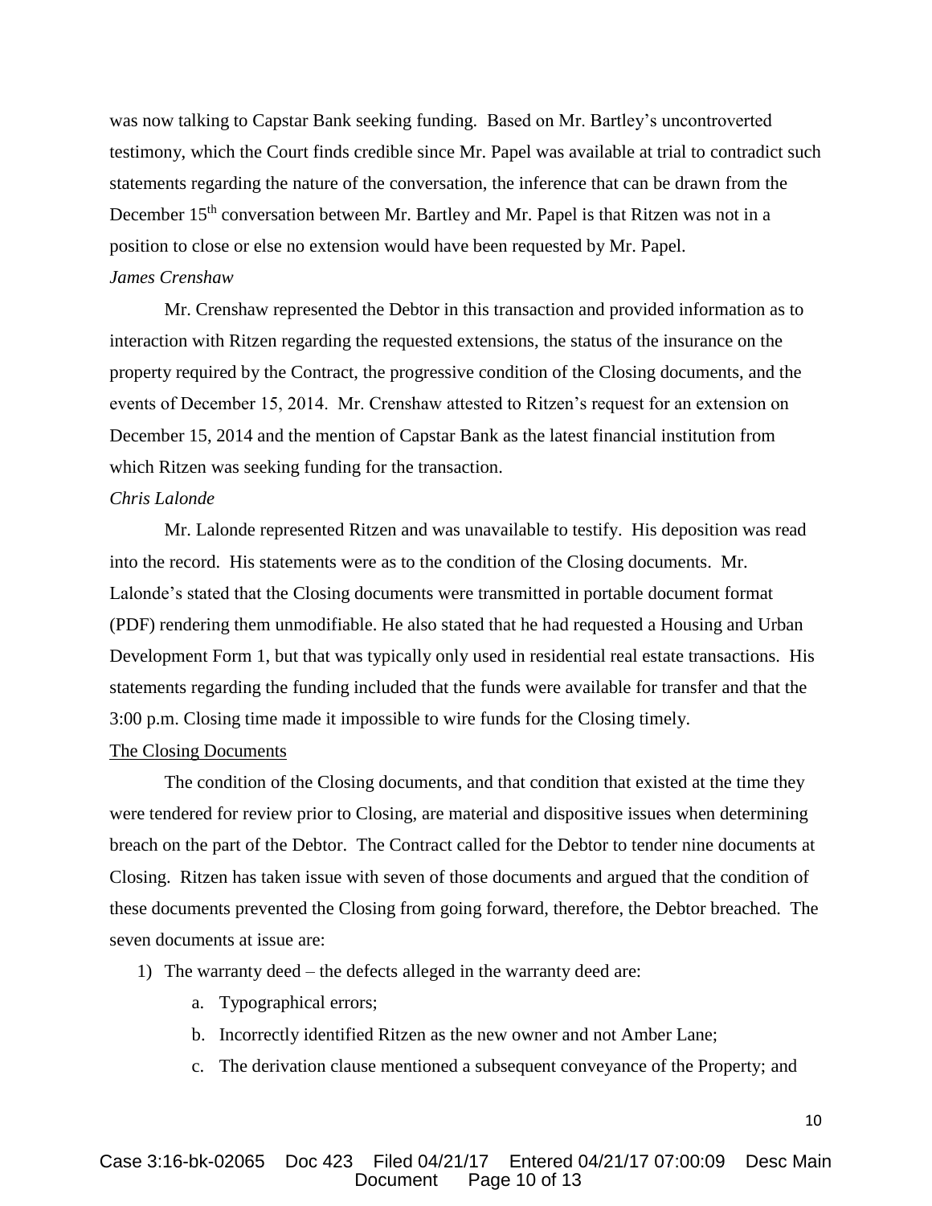was now talking to Capstar Bank seeking funding. Based on Mr. Bartley's uncontroverted testimony, which the Court finds credible since Mr. Papel was available at trial to contradict such statements regarding the nature of the conversation, the inference that can be drawn from the December 15th conversation between Mr. Bartley and Mr. Papel is that Ritzen was not in a position to close or else no extension would have been requested by Mr. Papel.

*James Crenshaw*

Mr. Crenshaw represented the Debtor in this transaction and provided information as to interaction with Ritzen regarding the requested extensions, the status of the insurance on the property required by the Contract, the progressive condition of the Closing documents, and the events of December 15, 2014. Mr. Crenshaw attested to Ritzen's request for an extension on December 15, 2014 and the mention of Capstar Bank as the latest financial institution from which Ritzen was seeking funding for the transaction.

*Chris Lalonde*

Mr. Lalonde represented Ritzen and was unavailable to testify. His deposition was read into the record. His statements were as to the condition of the Closing documents. Mr. Lalonde's stated that the Closing documents were transmitted in portable document format (PDF) rendering them unmodifiable. He also stated that he had requested a Housing and Urban Development Form 1, but that was typically only used in residential real estate transactions. His statements regarding the funding included that the funds were available for transfer and that the 3:00 p.m. Closing time made it impossible to wire funds for the Closing timely.

<u>The Closing Documents</u>

The condition of the Closing documents, and that condition that existed at the time they were tendered for review prior to Closing, are material and dispositive issues when determining breach on the part of the Debtor. The Contract called for the Debtor to tender nine documents at Closing. Ritzen has taken issue with seven of those documents and argued that the condition of these documents prevented the Closing from going forward, therefore, the Debtor breached. The seven documents at issue are:

1) The warranty deed – the defects alleged in the warranty deed are:
    a. Typographical errors;
    b. Incorrectly identified Ritzen as the new owner and not Amber Lane;
    c. The derivation clause mentioned a subsequent conveyance of the Property; and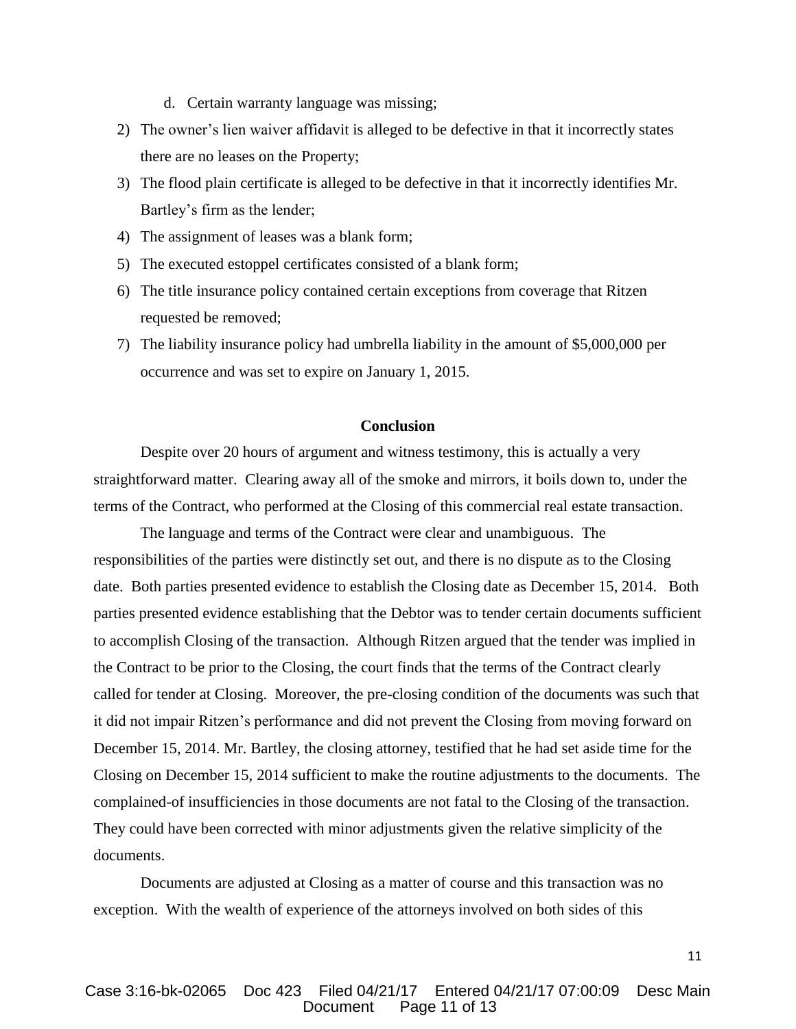d. Certain warranty language was missing;

2) The owner's lien waiver affidavit is alleged to be defective in that it incorrectly states there are no leases on the Property;
3) The flood plain certificate is alleged to be defective in that it incorrectly identifies Mr. Bartley's firm as the lender;
4) The assignment of leases was a blank form;
5) The executed estoppel certificates consisted of a blank form;
6) The title insurance policy contained certain exceptions from coverage that Ritzen requested be removed;
7) The liability insurance policy had umbrella liability in the amount of $5,000,000 per occurrence and was set to expire on January 1, 2015.

**Conclusion**

Despite over 20 hours of argument and witness testimony, this is actually a very straightforward matter. Clearing away all of the smoke and mirrors, it boils down to, under the terms of the Contract, who performed at the Closing of this commercial real estate transaction.

The language and terms of the Contract were clear and unambiguous. The responsibilities of the parties were distinctly set out, and there is no dispute as to the Closing date. Both parties presented evidence to establish the Closing date as December 15, 2014. Both parties presented evidence establishing that the Debtor was to tender certain documents sufficient to accomplish Closing of the transaction. Although Ritzen argued that the tender was implied in the Contract to be prior to the Closing, the court finds that the terms of the Contract clearly called for tender at Closing. Moreover, the pre-closing condition of the documents was such that it did not impair Ritzen's performance and did not prevent the Closing from moving forward on December 15, 2014. Mr. Bartley, the closing attorney, testified that he had set aside time for the Closing on December 15, 2014 sufficient to make the routine adjustments to the documents. The complained-of insufficiencies in those documents are not fatal to the Closing of the transaction. They could have been corrected with minor adjustments given the relative simplicity of the documents.

Documents are adjusted at Closing as a matter of course and this transaction was no exception. With the wealth of experience of the attorneys involved on both sides of this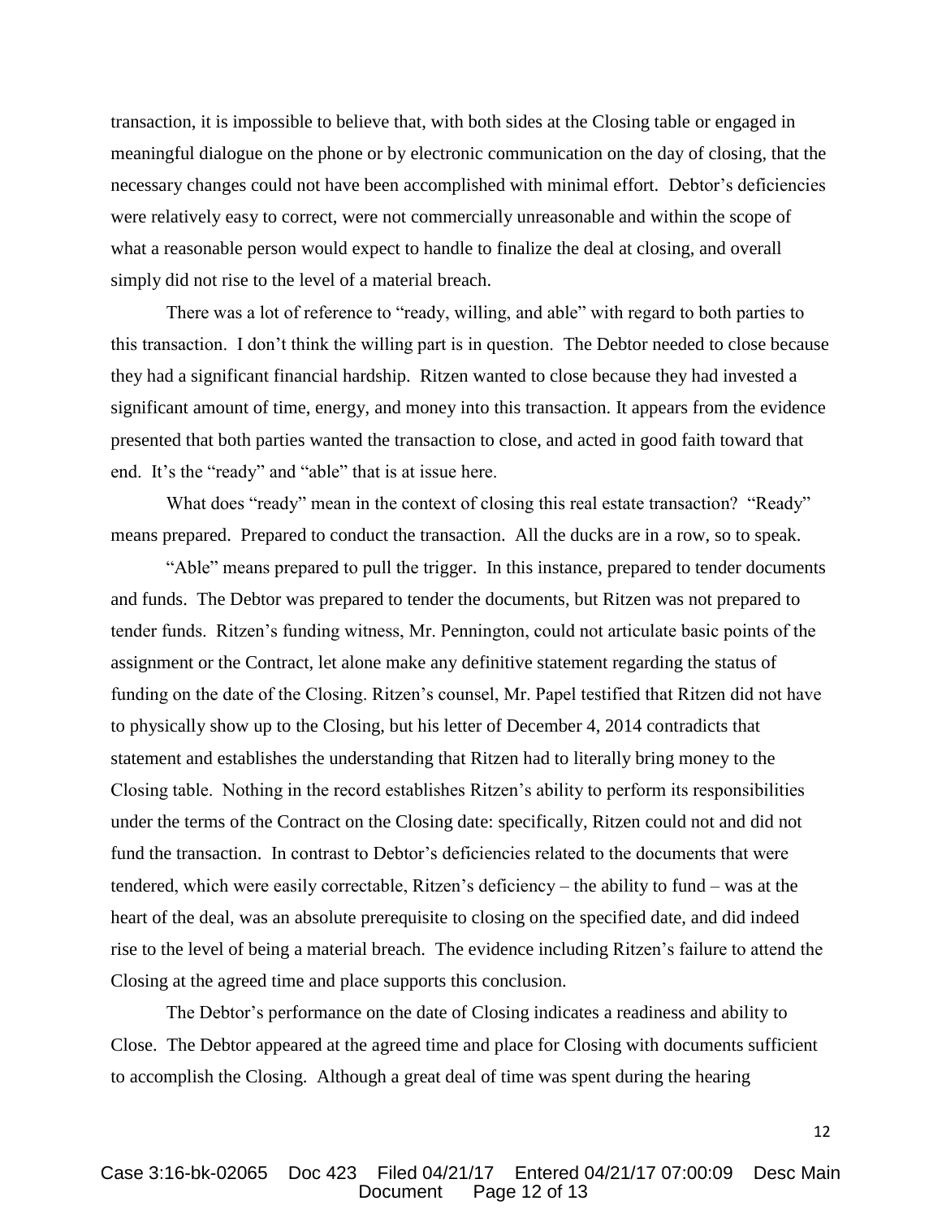transaction, it is impossible to believe that, with both sides at the Closing table or engaged in meaningful dialogue on the phone or by electronic communication on the day of closing, that the necessary changes could not have been accomplished with minimal effort. Debtor's deficiencies were relatively easy to correct, were not commercially unreasonable and within the scope of what a reasonable person would expect to handle to finalize the deal at closing, and overall simply did not rise to the level of a material breach.

There was a lot of reference to "ready, willing, and able" with regard to both parties to this transaction. I don't think the willing part is in question. The Debtor needed to close because they had a significant financial hardship. Ritzen wanted to close because they had invested a significant amount of time, energy, and money into this transaction. It appears from the evidence presented that both parties wanted the transaction to close, and acted in good faith toward that end. It's the "ready" and "able" that is at issue here.

What does "ready" mean in the context of closing this real estate transaction? "Ready" means prepared. Prepared to conduct the transaction. All the ducks are in a row, so to speak.

"Able" means prepared to pull the trigger. In this instance, prepared to tender documents and funds. The Debtor was prepared to tender the documents, but Ritzen was not prepared to tender funds. Ritzen's funding witness, Mr. Pennington, could not articulate basic points of the assignment or the Contract, let alone make any definitive statement regarding the status of funding on the date of the Closing. Ritzen's counsel, Mr. Papel testified that Ritzen did not have to physically show up to the Closing, but his letter of December 4, 2014 contradicts that statement and establishes the understanding that Ritzen had to literally bring money to the Closing table. Nothing in the record establishes Ritzen's ability to perform its responsibilities under the terms of the Contract on the Closing date: specifically, Ritzen could not and did not fund the transaction. In contrast to Debtor's deficiencies related to the documents that were tendered, which were easily correctable, Ritzen's deficiency – the ability to fund – was at the heart of the deal, was an absolute prerequisite to closing on the specified date, and did indeed rise to the level of being a material breach. The evidence including Ritzen's failure to attend the Closing at the agreed time and place supports this conclusion.

The Debtor's performance on the date of Closing indicates a readiness and ability to Close. The Debtor appeared at the agreed time and place for Closing with documents sufficient to accomplish the Closing. Although a great deal of time was spent during the hearing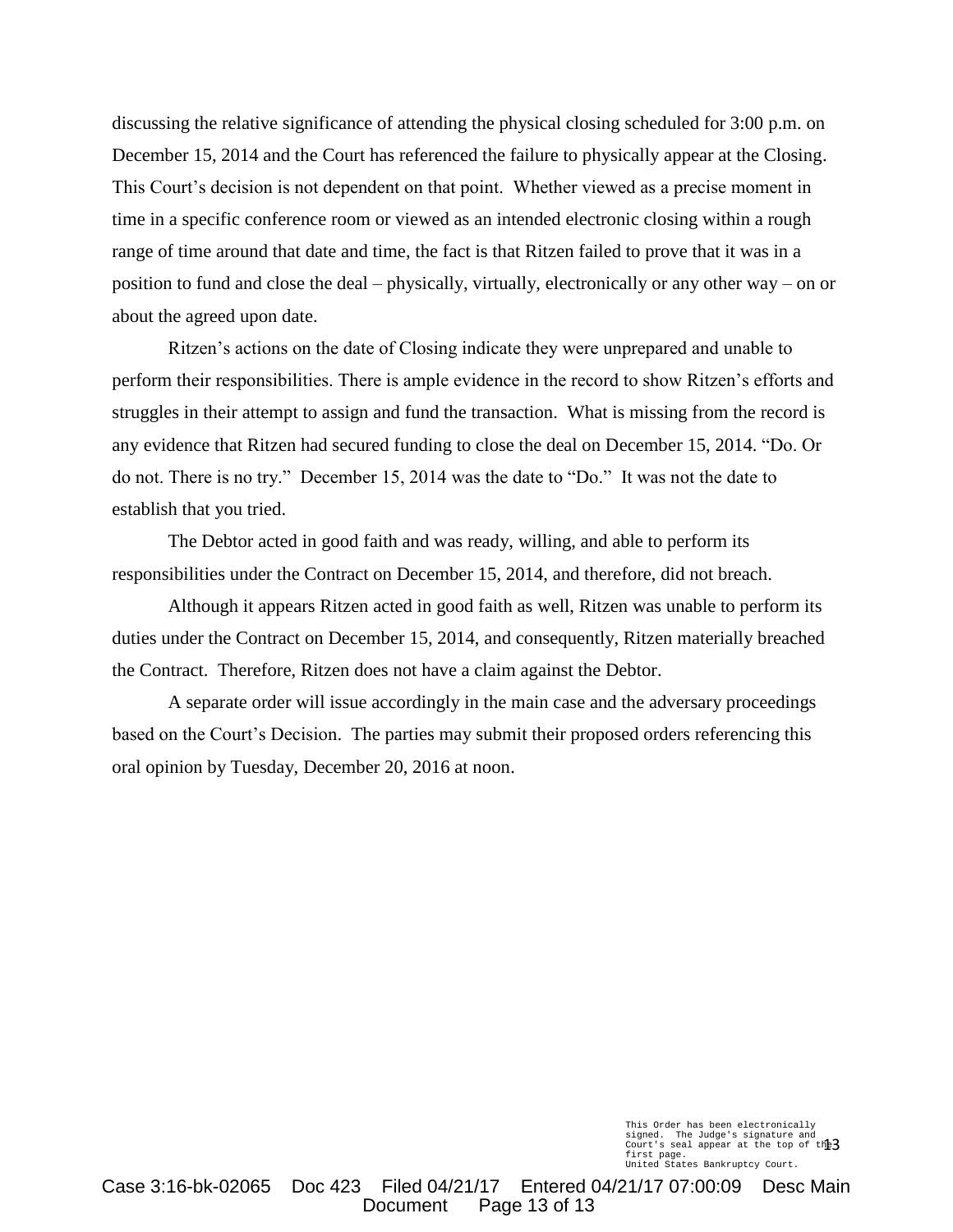discussing the relative significance of attending the physical closing scheduled for 3:00 p.m. on December 15, 2014 and the Court has referenced the failure to physically appear at the Closing. This Court's decision is not dependent on that point. Whether viewed as a precise moment in time in a specific conference room or viewed as an intended electronic closing within a rough range of time around that date and time, the fact is that Ritzen failed to prove that it was in a position to fund and close the deal – physically, virtually, electronically or any other way – on or about the agreed upon date.

Ritzen's actions on the date of Closing indicate they were unprepared and unable to perform their responsibilities. There is ample evidence in the record to show Ritzen's efforts and struggles in their attempt to assign and fund the transaction. What is missing from the record is any evidence that Ritzen had secured funding to close the deal on December 15, 2014. "Do. Or do not. There is no try." December 15, 2014 was the date to "Do." It was not the date to establish that you tried.

The Debtor acted in good faith and was ready, willing, and able to perform its responsibilities under the Contract on December 15, 2014, and therefore, did not breach.

Although it appears Ritzen acted in good faith as well, Ritzen was unable to perform its duties under the Contract on December 15, 2014, and consequently, Ritzen materially breached the Contract. Therefore, Ritzen does not have a claim against the Debtor.

A separate order will issue accordingly in the main case and the adversary proceedings based on the Court's Decision. The parties may submit their proposed orders referencing this oral opinion by Tuesday, December 20, 2016 at noon.

This Order has been electronically signed. The Judge's signature and Court's seal appear at the top of the first page.
United States Bankruptcy Court.